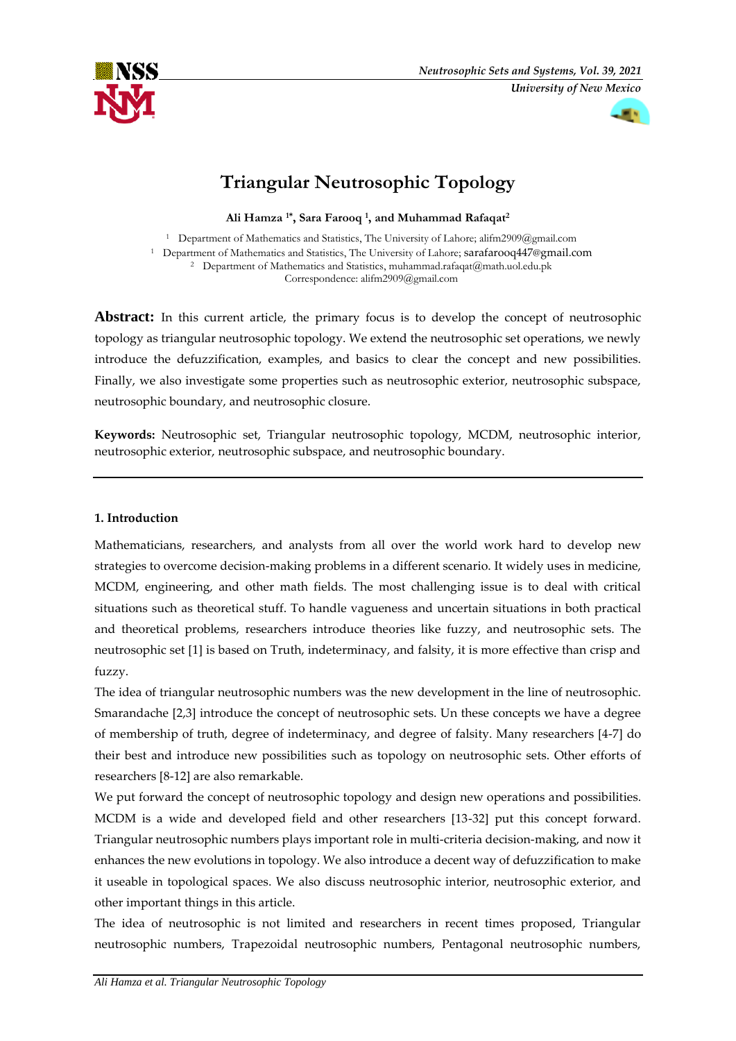# Triangular Neutrosophic Topology

**Ali Hamza [1*], Sara Farooq [1], and Muhammad Rafaqat[2]**

[1] Department of Mathematics and Statistics, The University of Lahore; alifm2909@gmail.com
[1] Department of Mathematics and Statistics, The University of Lahore; sarafarooq447@gmail.com
[2] Department of Mathematics and Statistics, muhammad.rafaqat@math.uol.edu.pk
Correspondence: alifm2909@gmail.com

**Abstract:** In this current article, the primary focus is to develop the concept of neutrosophic topology as triangular neutrosophic topology. We extend the neutrosophic set operations, we newly introduce the defuzzification, examples, and basics to clear the concept and new possibilities. Finally, we also investigate some properties such as neutrosophic exterior, neutrosophic subspace, neutrosophic boundary, and neutrosophic closure.

**Keywords:** Neutrosophic set, Triangular neutrosophic topology, MCDM, neutrosophic interior, neutrosophic exterior, neutrosophic subspace, and neutrosophic boundary.

## 1. Introduction

Mathematicians, researchers, and analysts from all over the world work hard to develop new strategies to overcome decision-making problems in a different scenario. It widely uses in medicine, MCDM, engineering, and other math fields. The most challenging issue is to deal with critical situations such as theoretical stuff. To handle vagueness and uncertain situations in both practical and theoretical problems, researchers introduce theories like fuzzy, and neutrosophic sets. The neutrosophic set [1] is based on Truth, indeterminacy, and falsity, it is more effective than crisp and fuzzy.

The idea of triangular neutrosophic numbers was the new development in the line of neutrosophic. Smarandache [2,3] introduce the concept of neutrosophic sets. Un these concepts we have a degree of membership of truth, degree of indeterminacy, and degree of falsity. Many researchers [4-7] do their best and introduce new possibilities such as topology on neutrosophic sets. Other efforts of researchers [8-12] are also remarkable.

We put forward the concept of neutrosophic topology and design new operations and possibilities. MCDM is a wide and developed field and other researchers [13-32] put this concept forward. Triangular neutrosophic numbers plays important role in multi-criteria decision-making, and now it enhances the new evolutions in topology. We also introduce a decent way of defuzzification to make it useable in topological spaces. We also discuss neutrosophic interior, neutrosophic exterior, and other important things in this article.

The idea of neutrosophic is not limited and researchers in recent times proposed, Triangular neutrosophic numbers, Trapezoidal neutrosophic numbers, Pentagonal neutrosophic numbers,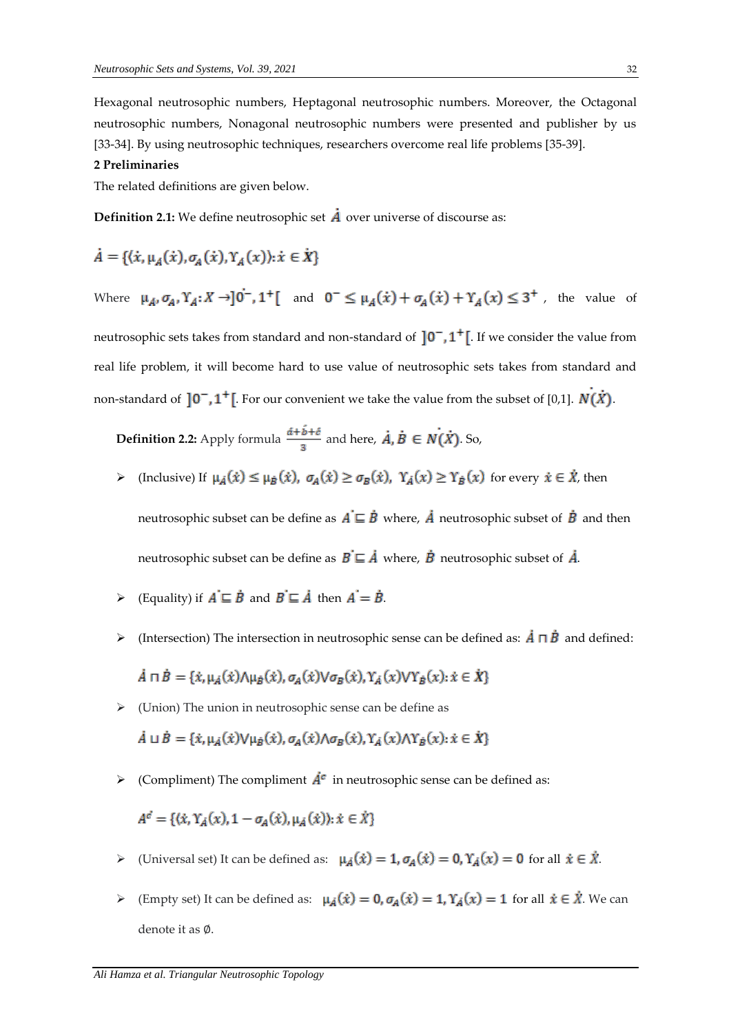Hexagonal neutrosophic numbers, Heptagonal neutrosophic numbers. Moreover, the Octagonal neutrosophic numbers, Nonagonal neutrosophic numbers were presented and publisher by us [33-34]. By using neutrosophic techniques, researchers overcome real life problems [35-39].

**2 Preliminaries**

The related definitions are given below.

**Definition 2.1:** We define neutrosophic set $\dot{A}$ over universe of discourse as:

$$\dot{A} = \{\langle \dot{x}, \mu_{\dot{A}}(\dot{x}), \sigma_{A}(\dot{x}), \Upsilon_{A}(x)\rangle : \dot{x} \in \dot{X}\}$$

Where $\mu_{A}, \sigma_{A}, \Upsilon_{A} : X \rightarrow ]\dot{0^-}, 1^+[$ and $0^- \leq \mu_{A}(\dot{x}) + \sigma_{A}(\dot{x}) + \Upsilon_{A}(x) \leq 3^+$, the value of neutrosophic sets takes from standard and non-standard of $]0^-, 1^+[$. If we consider the value from real life problem, it will become hard to use value of neutrosophic sets takes from standard and non-standard of $]0^-, 1^+[$. For our convenient we take the value from the subset of [0,1]. $\dot{N}(\dot{X})$.

**Definition 2.2:** Apply formula $\frac{\acute{a}+\acute{b}+\acute{c}}{3}$ and here, $\dot{A}, \dot{B} \in \dot{N}(\dot{X})$. So,

- (Inclusive) If $\mu_{\dot{A}}(\dot{x}) \leq \mu_{\dot{B}}(\dot{x}),\ \sigma_{A}(\dot{x}) \geq \sigma_{B}(\dot{x}),\ \Upsilon_{\dot{A}}(x) \geq \Upsilon_{\dot{B}}(x)$ for every $\dot{x} \in \dot{X}$, then neutrosophic subset can be define as $\dot{A} \sqsubseteq \dot{B}$ where, $\dot{A}$ neutrosophic subset of $\dot{B}$ and then neutrosophic subset can be define as $\dot{B} \sqsubseteq \dot{A}$ where, $\dot{B}$ neutrosophic subset of $\dot{A}$.
- (Equality) if $\dot{A} \sqsubseteq \dot{B}$ and $\dot{B} \sqsubseteq \dot{A}$ then $\dot{A} = \dot{B}$.
- (Intersection) The intersection in neutrosophic sense can be defined as: $\dot{A} \sqcap \dot{B}$ and defined:

  $\dot{A} \sqcap \dot{B} = \{\dot{x}, \mu_{\dot{A}}(\dot{x}) \wedge \mu_{\dot{B}}(\dot{x}), \sigma_{A}(\dot{x}) \vee \sigma_{B}(\dot{x}), \Upsilon_{\dot{A}}(x) \vee \Upsilon_{\dot{B}}(x) : \dot{x} \in \dot{X}\}$
- (Union) The union in neutrosophic sense can be define as

  $\dot{A} \sqcup \dot{B} = \{\dot{x}, \mu_{\dot{A}}(\dot{x}) \vee \mu_{\dot{B}}(\dot{x}), \sigma_{A}(\dot{x}) \wedge \sigma_{B}(\dot{x}), \Upsilon_{\dot{A}}(x) \wedge \Upsilon_{\dot{B}}(x) : \dot{x} \in \dot{X}\}$
- (Compliment) The compliment $\dot{A}^{c}$ in neutrosophic sense can be defined as:

  $A^{\dot{c}} = \{\langle \dot{x}, \Upsilon_{\dot{A}}(x), 1 - \sigma_{A}(\dot{x}), \mu_{\dot{A}}(\dot{x})\rangle : \dot{x} \in \dot{X}\}$
- (Universal set) It can be defined as: $\mu_{\dot{A}}(\dot{x}) = 1, \sigma_{A}(\dot{x}) = 0, \Upsilon_{\dot{A}}(x) = 0$ for all $\dot{x} \in \dot{X}$.
- (Empty set) It can be defined as: $\mu_{\dot{A}}(\dot{x}) = 0, \sigma_{A}(\dot{x}) = 1, \Upsilon_{\dot{A}}(x) = 1$ for all $\dot{x} \in \dot{X}$. We can denote it as $\emptyset$.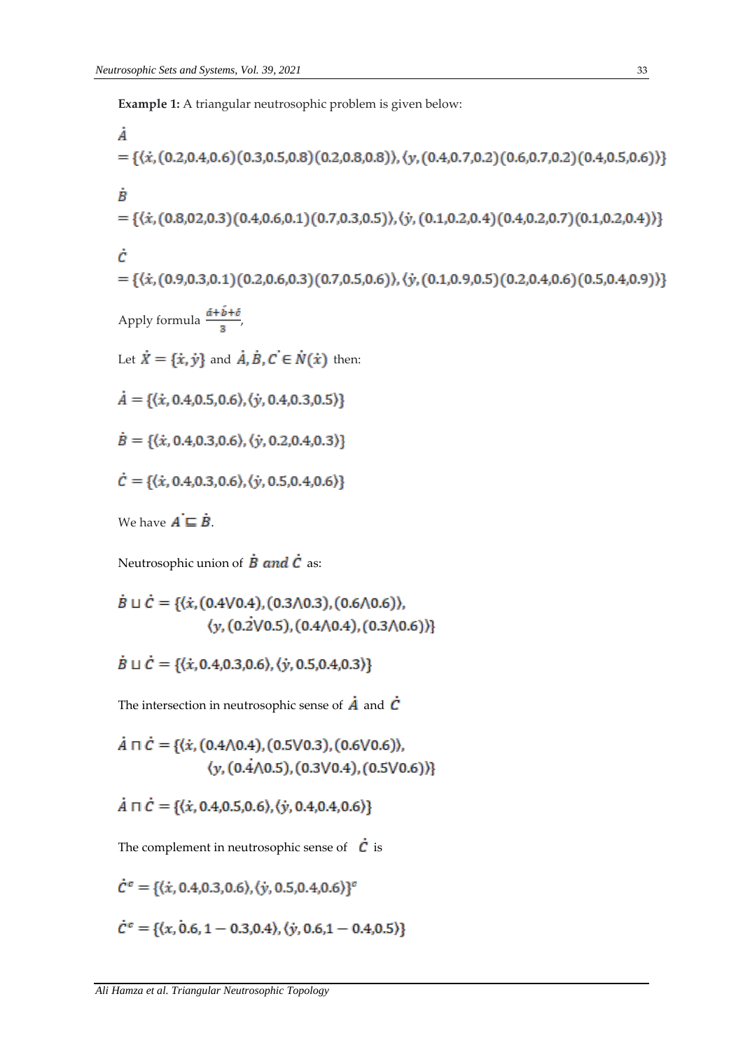**Example 1:** A triangular neutrosophic problem is given below:

$$\dot{A} = \{\langle \dot{x}, (0.2,0.4,0.6)(0.3,0.5,0.8)(0.2,0.8,0.8)\rangle, \langle y, (0.4,0.7,0.2)(0.6,0.7,0.2)(0.4,0.5,0.6)\rangle\}$$

$$\dot{B} = \{\langle \dot{x}, (0.8,02,0.3)(0.4,0.6,0.1)(0.7,0.3,0.5)\rangle, \langle \dot{y}, (0.1,0.2,0.4)(0.4,0.2,0.7)(0.1,0.2,0.4)\rangle\}$$

$$\dot{C} = \{\langle \dot{x}, (0.9,0.3,0.1)(0.2,0.6,0.3)(0.7,0.5,0.6)\rangle, \langle \dot{y}, (0.1,0.9,0.5)(0.2,0.4,0.6)(0.5,0.4,0.9)\rangle\}$$

Apply formula $\frac{\acute{a}+\acute{b}+\acute{c}}{3}$,

Let $\dot{X} = \{\dot{x}, \dot{y}\}$ and $\dot{A}, \dot{B}, \dot{C} \in \dot{N}(\dot{x})$ then:

$$\dot{A} = \{\langle \dot{x}, 0.4,0.5,0.6\rangle, \langle \dot{y}, 0.4,0.3,0.5\rangle\}$$

$$\dot{B} = \{\langle \dot{x}, 0.4,0.3,0.6\rangle, \langle \dot{y}, 0.2,0.4,0.3\rangle\}$$

$$\dot{C} = \{\langle \dot{x}, 0.4,0.3,0.6\rangle, \langle \dot{y}, 0.5,0.4,0.6\rangle\}$$

We have $\dot{A} \sqsubseteq \dot{B}$.

Neutrosophic union of $\dot{B}$ *and* $\dot{C}$ as:

$$\dot{B} \sqcup \dot{C} = \{\langle \dot{x}, (0.4 \vee 0.4), (0.3 \wedge 0.3), (0.6 \wedge 0.6)\rangle, \langle y, (0.2 \vee 0.5), (0.4 \wedge 0.4), (0.3 \wedge 0.6)\rangle\}$$

$$\dot{B} \sqcup \dot{C} = \{\langle \dot{x}, 0.4,0.3,0.6\rangle, \langle \dot{y}, 0.5,0.4,0.3\rangle\}$$

The intersection in neutrosophic sense of $\dot{A}$ and $\dot{C}$

$$\dot{A} \sqcap \dot{C} = \{\langle \dot{x}, (0.4 \wedge 0.4), (0.5 \vee 0.3), (0.6 \vee 0.6)\rangle, \langle y, (0.4 \wedge 0.5), (0.3 \vee 0.4), (0.5 \vee 0.6)\rangle\}$$

$$\dot{A} \sqcap \dot{C} = \{\langle \dot{x}, 0.4,0.5,0.6\rangle, \langle \dot{y}, 0.4,0.4,0.6\rangle\}$$

The complement in neutrosophic sense of $\dot{C}$ is

$$\dot{C}^c = \{\langle \dot{x}, 0.4,0.3,0.6\rangle, \langle \dot{y}, 0.5,0.4,0.6\rangle\}^c$$

$$\dot{C}^c = \{\langle x, 0.6, 1-0.3, 0.4\rangle, \langle \dot{y}, 0.6, 1-0.4, 0.5\rangle\}$$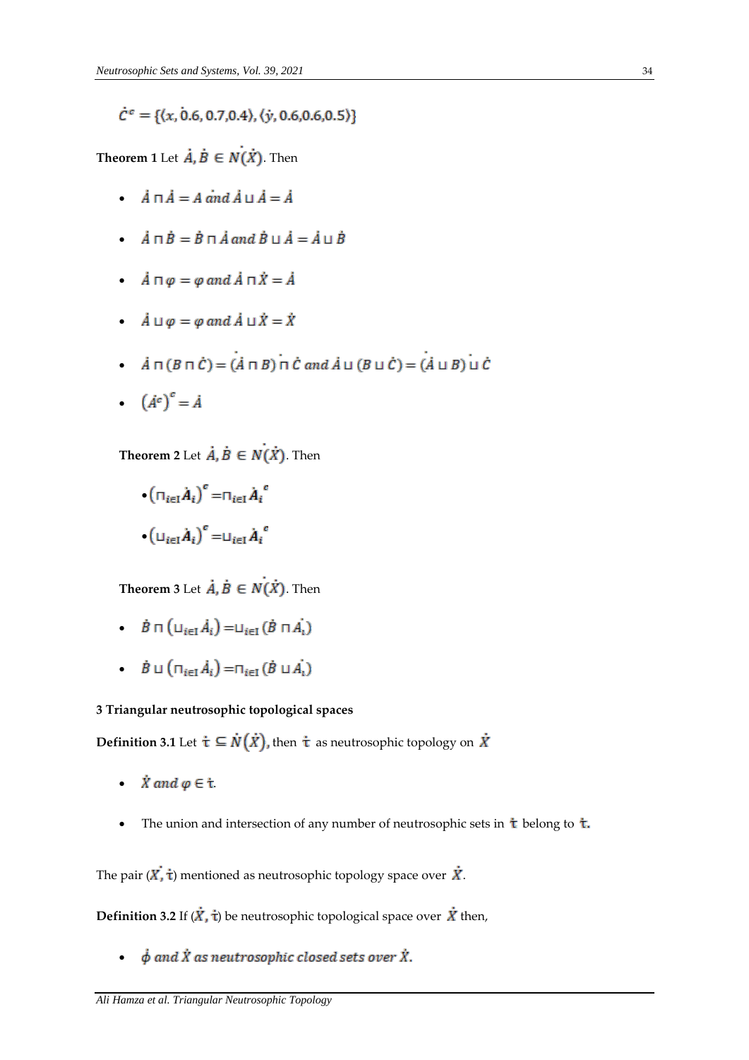$\dot{C}^c = \{\langle x, \dot{0}.6, 0.7, 0.4\rangle, \langle \dot{y}, 0.6, 0.6, 0.5\rangle\}$

**Theorem 1** Let $\dot{A}, \dot{B} \in N(\dot{X})$. Then

- $\dot{A} \sqcap \dot{A} = A \text{ and } \dot{A} \sqcup \dot{A} = \dot{A}$
- $\dot{A} \sqcap \dot{B} = \dot{B} \sqcap \dot{A} \text{ and } \dot{B} \sqcup \dot{A} = \dot{A} \sqcup \dot{B}$
- $\dot{A} \sqcap \varphi = \varphi \text{ and } \dot{A} \sqcap \dot{X} = \dot{A}$
- $\dot{A} \sqcup \varphi = \varphi \text{ and } \dot{A} \sqcup \dot{X} = \dot{X}$
- $\dot{A} \sqcap (B \sqcap \dot{C}) = (\dot{A} \sqcap B) \dot{\sqcap} \dot{C} \text{ and } \dot{A} \sqcup (B \sqcup \dot{C}) = (\dot{A} \sqcup B) \dot{\sqcup} \dot{C}$
- $\left(\dot{A}^c\right)^c = \dot{A}$

**Theorem 2** Let $\dot{A}, \dot{B} \in N(\dot{X})$. Then

- $\left(\sqcap_{i\in I} \dot{A}_i\right)^c = \sqcap_{i\in I} \dot{A}_i^{\,c}$
- $\left(\sqcup_{i\in I} \dot{A}_i\right)^c = \sqcup_{i\in I} \dot{A}_i^{\,c}$

**Theorem 3** Let $\dot{A}, \dot{B} \in N(\dot{X})$. Then

- $\dot{B} \sqcap \left(\sqcup_{i\in I} \dot{A}_i\right) = \sqcup_{i\in I} (\dot{B} \sqcap \dot{A}_i)$
- $\dot{B} \sqcup \left(\sqcap_{i\in I} \dot{A}_i\right) = \sqcap_{i\in I} (\dot{B} \sqcup \dot{A}_i)$

## 3 Triangular neutrosophic topological spaces

**Definition 3.1** Let $\dot{\tau} \subseteq \dot{N}(\dot{X})$, then $\dot{\tau}$ as neutrosophic topology on $\dot{X}$

- $\dot{X} \text{ and } \varphi \in \dot{\tau}$.
- The union and intersection of any number of neutrosophic sets in $\dot{\tau}$ belong to $\dot{\tau}$.

The pair $(\dot{X}, \dot{\tau})$ mentioned as neutrosophic topology space over $\dot{X}$.

**Definition 3.2** If $(\dot{X}, \dot{\tau})$ be neutrosophic topological space over $\dot{X}$ then,

- $\dot{\phi}$ *and* $\dot{X}$ *as neutrosophic closed sets over* $\dot{X}$.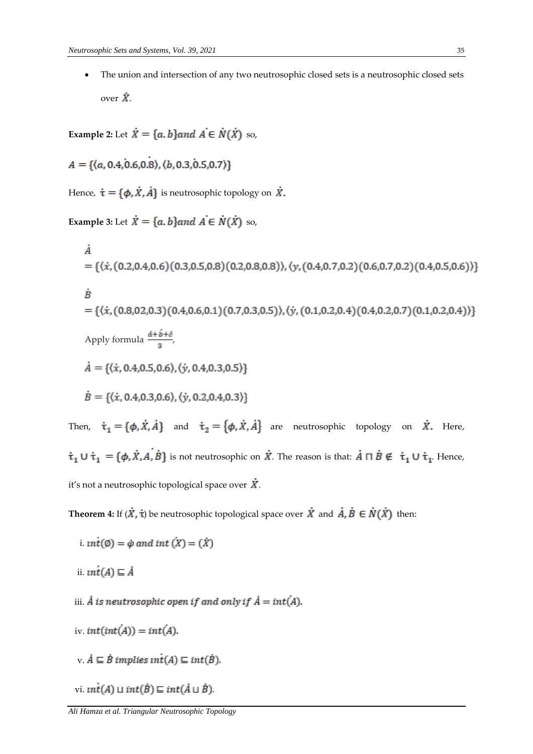- The union and intersection of any two neutrosophic closed sets is a neutrosophic closed sets over $\dot{X}$.

**Example 2:** Let $\dot{X} = \{a.b\} and\ \dot{A} \in \dot{N}(\dot{X})$ so,

$A = \{\langle a, 0.4, \dot{0}.6, 0.\dot{8}\rangle, \langle b, 0.3, \dot{0}.5, 0.7\rangle\}$

Hence, $\dot{\tau} = \{\phi, \dot{X}, \dot{A}\}$ is neutrosophic topology on $\dot{X}$.

**Example 3:** Let $\dot{X} = \{a.b\} and\ \dot{A} \in \dot{N}(\dot{X})$ so,

$$\dot{A} = \{\langle \dot{x}, (0.2,0.4,0.6)(0.3,0.5,0.8)(0.2,0.8,0.8)\rangle, \langle y, (0.4,0.7,0.2)(0.6,0.7,0.2)(0.4,0.5,0.6)\rangle\}$$

$$\dot{B} = \{\langle \dot{x}, (0.8,02,0.3)(0.4,0.6,0.1)(0.7,0.3,0.5)\rangle, \langle \dot{y}, (0.1,0.2,0.4)(0.4,0.2,0.7)(0.1,0.2,0.4)\rangle\}$$

Apply formula $\frac{\dot{a}+\dot{b}+\dot{c}}{3}$,

$\dot{A} = \{\langle \dot{x}, 0.4,0.5,0.6\rangle, \langle \dot{y}, 0.4,0.3,0.5\rangle\}$

$\dot{B} = \{\langle \dot{x}, 0.4,0.3,0.6\rangle, \langle \dot{y}, 0.2,0.4,0.3\rangle\}$

Then, $\dot{\tau}_1 = \{\phi, \dot{X}, \dot{A}\}$ and $\dot{\tau}_2 = \{\phi, \dot{X}, \dot{A}\}$ are neutrosophic topology on $\dot{X}$. Here, $\dot{\tau}_1 \cup \dot{\tau}_1 = \{\phi, \dot{X}, \dot{A}, \dot{B}\}$ is not neutrosophic on $\dot{X}$. The reason is that: $\dot{A} \sqcap \dot{B} \notin \dot{\tau}_1 \cup \dot{\tau}_1$. Hence, it's not a neutrosophic topological space over $\dot{X}$.

**Theorem 4:** If $(\dot{X}, \dot{\tau})$ be neutrosophic topological space over $\dot{X}$ and $\dot{A}, \dot{B} \in \dot{N}(\dot{X})$ then:

i. $i\dot{n}t(\emptyset) = \phi\ and\ int\ (\dot{X}) = (\dot{X})$

ii. $i\dot{n}t(A) \sqsubseteq \dot{A}$

iii. $\dot{A}\ is\ neutrosophic\ open\ if\ and\ only\ if\ \dot{A} = int(\dot{A})$.

iv. $int(int(\dot{A})) = int(\dot{A})$.

v. $\dot{A} \sqsubseteq \dot{B}\ implies\ i\dot{n}t(A) \sqsubseteq int(\dot{B})$.

vi. $i\dot{n}t(A) \sqcup int(\dot{B}) \sqsubseteq int(\dot{A} \sqcup \dot{B})$.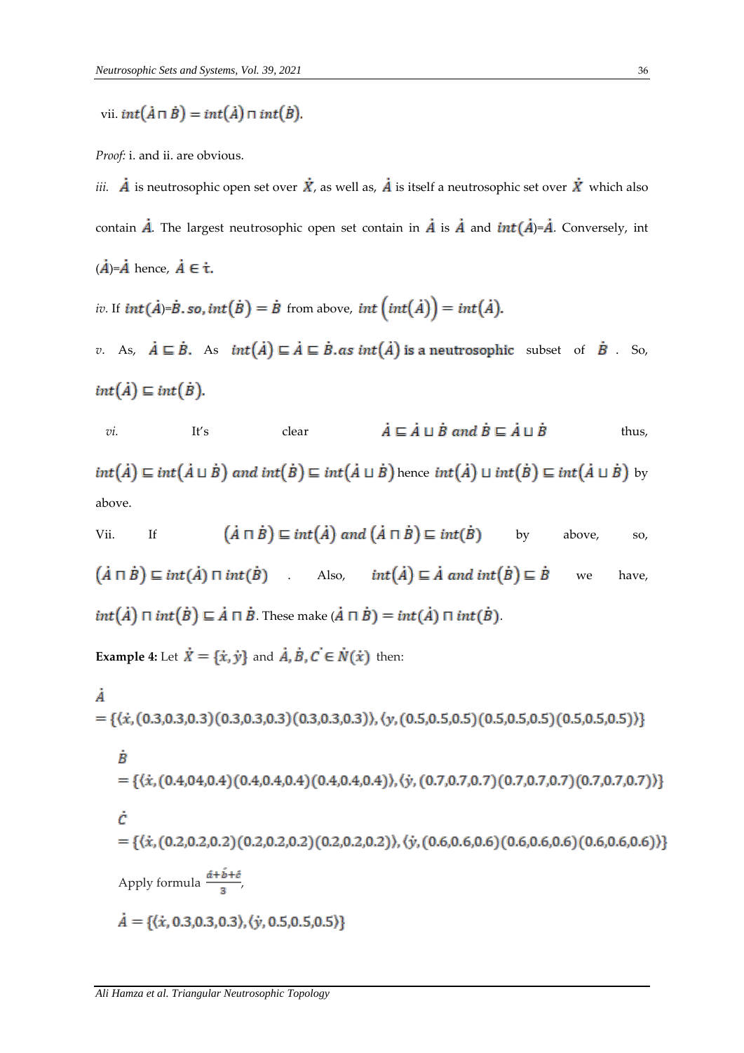vii. $int(\dot{A} \sqcap \dot{B}) = int(\dot{A}) \sqcap int(\dot{B})$.

*Proof:* i. and ii. are obvious.

*iii.* $\dot{A}$ is neutrosophic open set over $\dot{X}$, as well as, $\dot{A}$ is itself a neutrosophic set over $\dot{X}$ which also contain $\dot{A}$. The largest neutrosophic open set contain in $\dot{A}$ is $\dot{A}$ and $int(\dot{A})$=$\dot{A}$. Conversely, int ($\dot{A}$)=$\dot{A}$ hence, $\dot{A} \in \dot{\tau}$.

*iv.* If $int(\dot{A})$=$\dot{B}$. $so, int(\dot{B}) = \dot{B}$ from above, $int\left(int(\dot{A})\right) = int(\dot{A})$.

*v.* As, $\dot{A} \sqsubseteq \dot{B}$. As $int(\dot{A}) \sqsubseteq \dot{A} \sqsubseteq \dot{B}.as\ int(\dot{A})$ **is a neutrosophic** subset of $\dot{B}$ . So, $int(\dot{A}) \sqsubseteq int(\dot{B})$.

*vi.* It's clear $\dot{A} \sqsubseteq \dot{A} \sqcup \dot{B}\ and\ \dot{B} \sqsubseteq \dot{A} \sqcup \dot{B}$ thus, $int(\dot{A}) \sqsubseteq int(\dot{A} \sqcup \dot{B})\ and\ int(\dot{B}) \sqsubseteq int(\dot{A} \sqcup \dot{B})$ hence $int(\dot{A}) \sqcup int(\dot{B}) \sqsubseteq int(\dot{A} \sqcup \dot{B})$ by above.

Vii. If $(\dot{A} \sqcap \dot{B}) \sqsubseteq int(\dot{A})\ and\ (\dot{A} \sqcap \dot{B}) \sqsubseteq int(\dot{B})$ by above, so, $(\dot{A} \sqcap \dot{B}) \sqsubseteq int(\dot{A}) \sqcap int(\dot{B})$ . Also, $int(\dot{A}) \sqsubseteq \dot{A}\ and\ int(\dot{B}) \sqsubseteq \dot{B}$ we have, $int(\dot{A}) \sqcap int(\dot{B}) \sqsubseteq \dot{A} \sqcap \dot{B}$. These make $(\dot{A} \sqcap \dot{B}) = int(\dot{A}) \sqcap int(\dot{B})$.

**Example 4:** Let $\dot{X} = \{\dot{x}, \dot{y}\}$ and $\dot{A}, \dot{B}, \dot{C} \in \dot{N}(\dot{x})$ then:

$$\dot{A} = \{\langle \dot{x}, (0.3,0.3,0.3)(0.3,0.3,0.3)(0.3,0.3,0.3)\rangle, \langle y, (0.5,0.5,0.5)(0.5,0.5,0.5)(0.5,0.5,0.5)\rangle\}$$

$$\dot{B} = \{\langle \dot{x}, (0.4,04,0.4)(0.4,0.4,0.4)(0.4,0.4,0.4)\rangle, \langle \dot{y}, (0.7,0.7,0.7)(0.7,0.7,0.7)(0.7,0.7,0.7)\rangle\}$$

$$\dot{C} = \{\langle \dot{x}, (0.2,0.2,0.2)(0.2,0.2,0.2)(0.2,0.2,0.2)\rangle, \langle \dot{y}, (0.6,0.6,0.6)(0.6,0.6,0.6)(0.6,0.6,0.6)\rangle\}$$

Apply formula $\frac{\acute{a}+\acute{b}+\acute{c}}{3}$,

$$\dot{A} = \{\langle \dot{x}, 0.3,0.3,0.3\rangle, \langle \dot{y}, 0.5,0.5,0.5\rangle\}$$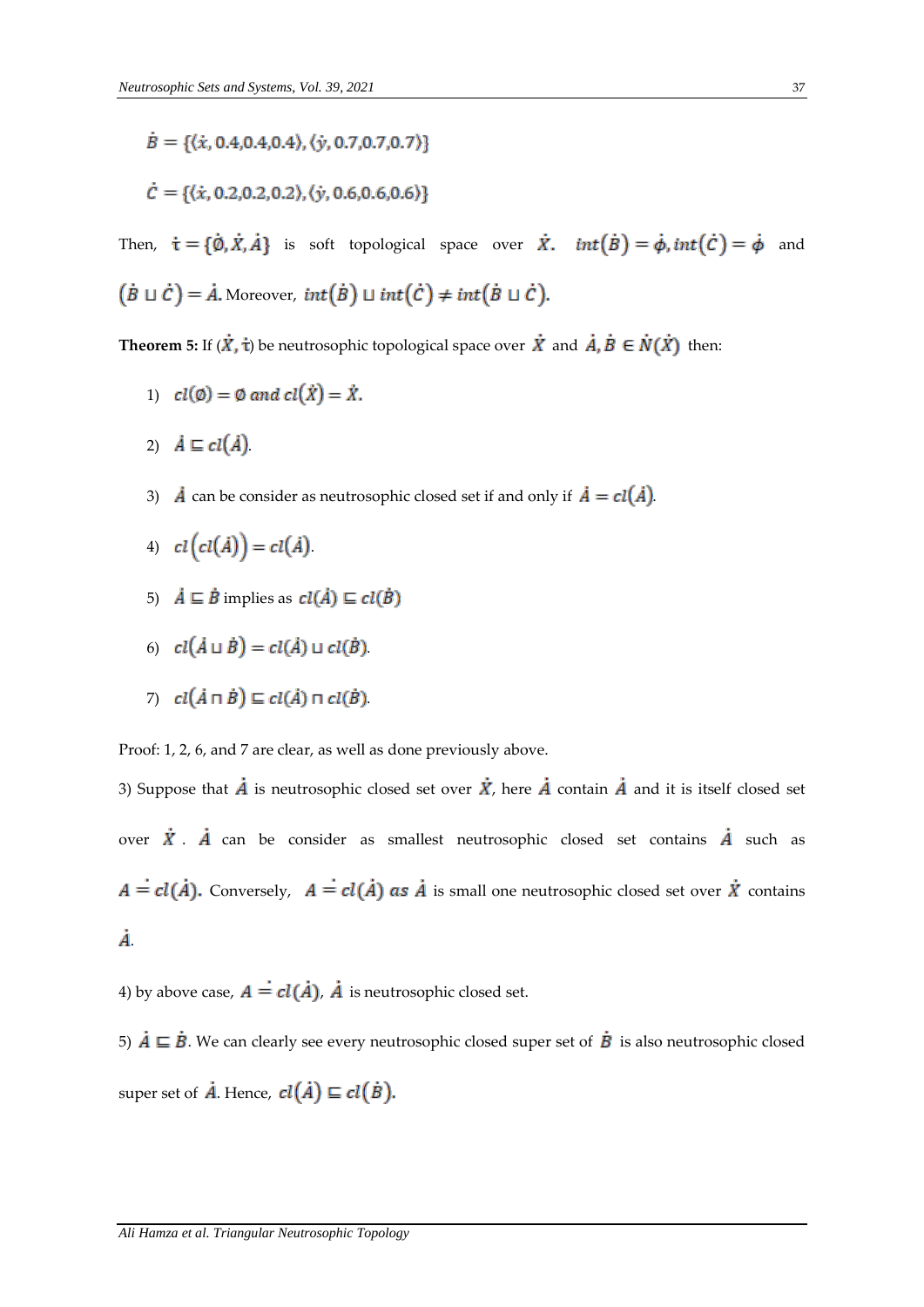$\dot{B} = \{\langle \dot{x}, 0.4, 0.4, 0.4 \rangle, \langle \dot{y}, 0.7, 0.7, 0.7 \rangle\}$

$\dot{C} = \{\langle \dot{x}, 0.2, 0.2, 0.2 \rangle, \langle \dot{y}, 0.6, 0.6, 0.6 \rangle\}$

Then, $\dot{\tau} = \{\dot{\emptyset}, \dot{X}, \dot{A}\}$ is soft topological space over $\dot{X}$. $int(\dot{B}) = \dot{\phi}, int(\dot{C}) = \dot{\phi}$ and $(\dot{B} \sqcup \dot{C}) = \dot{A}$. Moreover, $int(\dot{B}) \sqcup int(\dot{C}) \neq int(\dot{B} \sqcup \dot{C})$.

**Theorem 5:** If $(\dot{X}, \dot{\tau})$ be neutrosophic topological space over $\dot{X}$ and $\dot{A}, \dot{B} \in \dot{N}(\dot{X})$ then:

1) $cl(\emptyset) = \emptyset$ and $cl(\dot{X}) = \dot{X}$.
2) $\dot{A} \sqsubseteq cl(\dot{A})$.
3) $\dot{A}$ can be consider as neutrosophic closed set if and only if $\dot{A} = cl(\dot{A})$.
4) $cl\left(cl(\dot{A})\right) = cl(\dot{A})$.
5) $\dot{A} \sqsubseteq \dot{B}$ implies as $cl(\dot{A}) \sqsubseteq cl(\dot{B})$
6) $cl(\dot{A} \sqcup \dot{B}) = cl(\dot{A}) \sqcup cl(\dot{B})$.
7) $cl(\dot{A} \sqcap \dot{B}) \sqsubseteq cl(\dot{A}) \sqcap cl(\dot{B})$.

Proof: 1, 2, 6, and 7 are clear, as well as done previously above.

3) Suppose that $\dot{A}$ is neutrosophic closed set over $\dot{X}$, here $\dot{A}$ contain $\dot{A}$ and it is itself closed set over $\dot{X}$. $\dot{A}$ can be consider as smallest neutrosophic closed set contains $\dot{A}$ such as $A \dot{=} cl(\dot{A})$. Conversely, $A \dot{=} cl(\dot{A})$ as $\dot{A}$ is small one neutrosophic closed set over $\dot{X}$ contains $\dot{A}$.

4) by above case, $A \dot{=} cl(\dot{A})$, $\dot{A}$ is neutrosophic closed set.

5) $\dot{A} \sqsubseteq \dot{B}$. We can clearly see every neutrosophic closed super set of $\dot{B}$ is also neutrosophic closed super set of $\dot{A}$. Hence, $cl(\dot{A}) \sqsubseteq cl(\dot{B})$.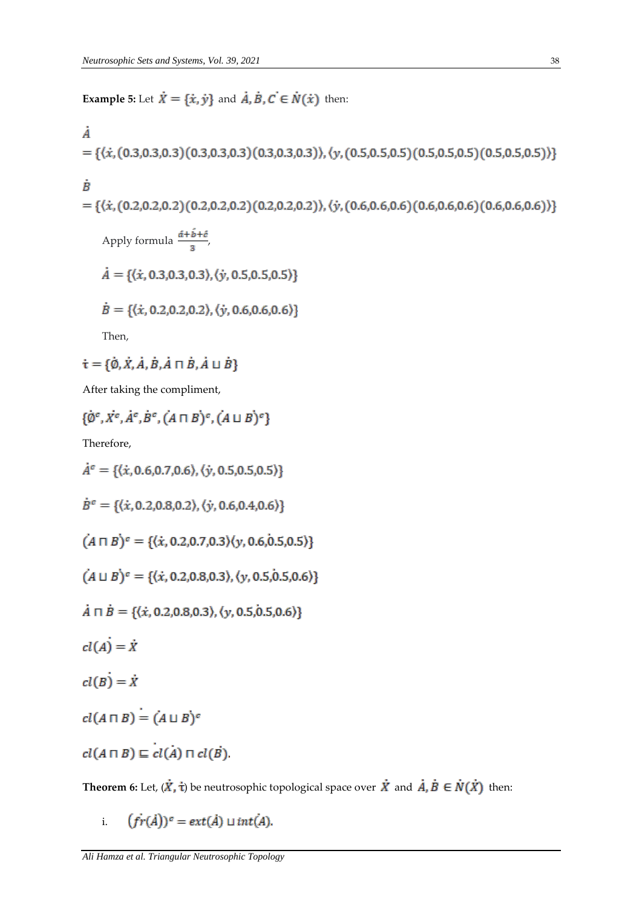**Example 5:** Let $\dot{X} = \{\dot{x}, \dot{y}\}$ and $\dot{A}, \dot{B}, \dot{C} \in \dot{N}(\dot{x})$ then:

$$\dot{A} = \{\langle \dot{x}, (0.3,0.3,0.3)(0.3,0.3,0.3)(0.3,0.3,0.3)\rangle, \langle y, (0.5,0.5,0.5)(0.5,0.5,0.5)(0.5,0.5,0.5)\rangle\}$$

$$\dot{B} = \{\langle \dot{x}, (0.2,0.2,0.2)(0.2,0.2,0.2)(0.2,0.2,0.2)\rangle, \langle \dot{y}, (0.6,0.6,0.6)(0.6,0.6,0.6)(0.6,0.6,0.6)\rangle\}$$

Apply formula $\frac{\dot{a}+\dot{b}+\dot{c}}{3}$,

$\dot{A} = \{\langle \dot{x}, 0.3,0.3,0.3\rangle, \langle \dot{y}, 0.5,0.5,0.5\rangle\}$

$\dot{B} = \{\langle \dot{x}, 0.2,0.2,0.2\rangle, \langle \dot{y}, 0.6,0.6,0.6\rangle\}$

Then,

$\dot{\tau} = \{\dot{\emptyset}, \dot{X}, \dot{A}, \dot{B}, \dot{A} \sqcap \dot{B}, \dot{A} \sqcup \dot{B}\}$

After taking the compliment,

$\{\dot{\emptyset}^c, \dot{X}^c, \dot{A}^c, \dot{B}^c, (\dot{A} \sqcap \dot{B})^c, (\dot{A} \sqcup \dot{B})^c\}$

Therefore,

$\dot{A}^c = \{\langle \dot{x}, 0.6,0.7,0.6\rangle, \langle \dot{y}, 0.5,0.5,0.5\rangle\}$

$\dot{B}^c = \{\langle \dot{x}, 0.2,0.8,0.2\rangle, \langle \dot{y}, 0.6,0.4,0.6\rangle\}$

$(\dot{A} \sqcap \dot{B})^c = \{\langle \dot{x}, 0.2,0.7,0.3\rangle\langle y, 0.6,\dot{0}.5,0.5\rangle\}$

$(\dot{A} \sqcup \dot{B})^c = \{\langle \dot{x}, 0.2,0.8,0.3\rangle, \langle y, 0.5,\dot{0}.5,0.6\rangle\}$

$\dot{A} \sqcap \dot{B} = \{\langle \dot{x}, 0.2,0.8,0.3\rangle, \langle y, 0.5,\dot{0}.5,0.6\rangle\}$

$cl(\dot{A}) = \dot{X}$

$cl(\dot{B}) = \dot{X}$

$cl(A \sqcap B) \dot{=} (\dot{A} \sqcup \dot{B})^c$

$cl(A \sqcap B) \sqsubseteq \dot{cl}(\dot{A}) \sqcap cl(\dot{B})$.

**Theorem 6:** Let, $(\dot{X}, \dot{\tau})$ be neutrosophic topological space over $\dot{X}$ and $\dot{A}, \dot{B} \in \dot{N}(\dot{X})$ then:

i. $(\dot{fr}(\dot{A}))^c = ext(\dot{A}) \sqcup int(\dot{A})$.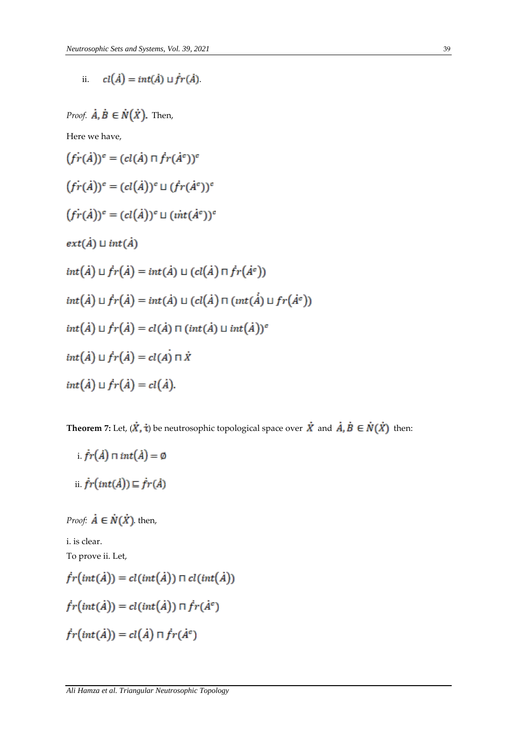ii. $cl(\dot{A}) = int(\dot{A}) \sqcup \dot{f}r(\dot{A})$.

*Proof.* $\dot{A}, \dot{B} \in \dot{N}(\dot{X})$. Then,

Here we have,

$$(\dot{f}r(\dot{A}))^c = (cl(\dot{A}) \sqcap \dot{f}r(\dot{A}^c))^c$$

$$(\dot{f}r(\dot{A}))^c = (cl(\dot{A}))^c \sqcup (\dot{f}r(\dot{A}^c))^c$$

$$(\dot{f}r(\dot{A}))^c = (cl(\dot{A}))^c \sqcup (\dot{int}(\dot{A}^c))^c$$

$$ext(\dot{A}) \sqcup int(\dot{A})$$

$$int(\dot{A}) \sqcup \dot{f}r(\dot{A}) = int(\dot{A}) \sqcup (cl(\dot{A}) \sqcap \dot{f}r(\dot{A}^c))$$

$$int(\dot{A}) \sqcup \dot{f}r(\dot{A}) = int(\dot{A}) \sqcup (cl(\dot{A}) \sqcap (int(\dot{A}) \sqcup fr(\dot{A}^c))$$

$$int(\dot{A}) \sqcup \dot{f}r(\dot{A}) = cl(\dot{A}) \sqcap (int(\dot{A}) \sqcup int(\dot{A}))^c$$

$$int(\dot{A}) \sqcup \dot{f}r(\dot{A}) = cl(\dot{A}) \sqcap \dot{X}$$

$$int(\dot{A}) \sqcup \dot{f}r(\dot{A}) = cl(\dot{A}).$$

**Theorem 7:** Let, $(\dot{X}, \dot{\tau})$ be neutrosophic topological space over $\dot{X}$ and $\dot{A}, \dot{B} \in \dot{N}(\dot{X})$ then:

i. $\dot{f}r(\dot{A}) \sqcap int(\dot{A}) = \emptyset$

ii. $\dot{f}r(int(\dot{A})) \sqsubseteq \dot{f}r(\dot{A})$

*Proof:* $\dot{A} \in \dot{N}(\dot{X})$. then,

i. is clear.

To prove ii. Let,

$$\dot{f}r(int(\dot{A})) = cl(int(\dot{A})) \sqcap cl(int(\dot{A}))$$

$$\dot{f}r(int(\dot{A})) = cl(int(\dot{A})) \sqcap \dot{f}r(\dot{A}^c)$$

$$\dot{f}r(int(\dot{A})) = cl(\dot{A}) \sqcap \dot{f}r(\dot{A}^c)$$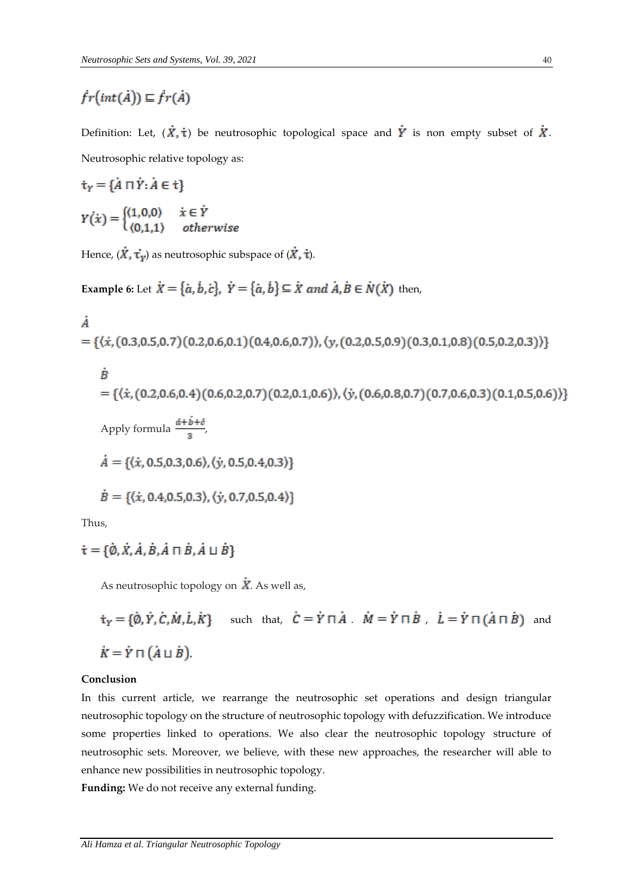$$\dot{fr}\left(\dot{int}(\dot{A})\right) \sqsubseteq \dot{fr}(\dot{A})$$

Definition: Let, $(\dot{X}, \dot{\tau})$ be neutrosophic topological space and $\dot{Y}$ is non empty subset of $\dot{X}$. Neutrosophic relative topology as:

$$\dot{\tau}_Y = \{\dot{A} \sqcap \dot{Y} : \dot{A} \in \dot{\tau}\}$$

$$Y(\dot{x}) = \begin{cases} \langle 1,0,0 \rangle & \dot{x} \in \dot{Y} \\ \langle 0,1,1 \rangle & otherwise \end{cases}$$

Hence, $(\dot{X}, \dot{\tau}_Y)$ as neutrosophic subspace of $(\dot{X}, \dot{\tau})$.

**Example 6:** Let $\dot{X} = \{\dot{a}, \dot{b}, \dot{c}\}$, $\dot{Y} = \{\dot{a}, \dot{b}\} \subseteq \dot{X}$ $and$ $\dot{A}, \dot{B} \in \dot{N}(\dot{X})$ then,

$$\dot{A} = \{\langle \dot{x}, (0.3,0.5,0.7)(0.2,0.6,0.1)(0.4,0.6,0.7) \rangle, \langle y, (0.2,0.5,0.9)(0.3,0.1,0.8)(0.5,0.2,0.3) \rangle\}$$

$$\dot{B} = \{\langle \dot{x}, (0.2,0.6,0.4)(0.6,0.2,0.7)(0.2,0.1,0.6) \rangle, \langle \dot{y}, (0.6,0.8,0.7)(0.7,0.6,0.3)(0.1,0.5,0.6) \rangle\}$$

Apply formula $\frac{\dot{a}+\dot{b}+\dot{c}}{3}$,

$$\dot{A} = \{\langle \dot{x}, 0.5,0.3,0.6 \rangle, \langle \dot{y}, 0.5,0.4,0.3 \rangle\}$$

$$\dot{B} = \{\langle \dot{x}, 0.4,0.5,0.3 \rangle, \langle \dot{y}, 0.7,0.5,0.4 \rangle\}$$

Thus,

$$\dot{\tau} = \{\dot{\emptyset}, \dot{X}, \dot{A}, \dot{B}, \dot{A} \sqcap \dot{B}, \dot{A} \sqcup \dot{B}\}$$

As neutrosophic topology on $\dot{X}$. As well as,

$\dot{\tau}_Y = \{\dot{\emptyset}, \dot{Y}, \dot{C}, \dot{M}, \dot{L}, \dot{K}\}$ such that, $\dot{C} = \dot{Y} \sqcap \dot{A}$. $\dot{M} = \dot{Y} \sqcap \dot{B}$, $\dot{L} = \dot{Y} \sqcap (\dot{A} \sqcap \dot{B})$ and $\dot{K} = \dot{Y} \sqcap (\dot{A} \sqcup \dot{B})$.

**Conclusion**

In this current article, we rearrange the neutrosophic set operations and design triangular neutrosophic topology on the structure of neutrosophic topology with defuzzification. We introduce some properties linked to operations. We also clear the neutrosophic topology structure of neutrosophic sets. Moreover, we believe, with these new approaches, the researcher will able to enhance new possibilities in neutrosophic topology.

**Funding:** We do not receive any external funding.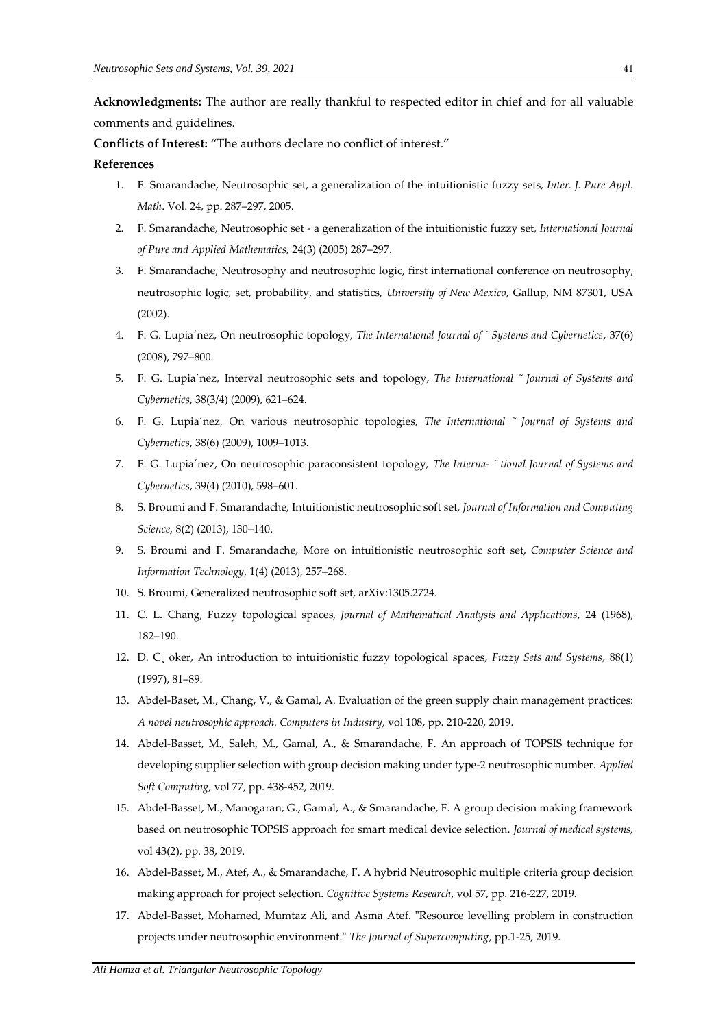**Acknowledgments:** The author are really thankful to respected editor in chief and for all valuable comments and guidelines.

**Conflicts of Interest:** "The authors declare no conflict of interest."

**References**

1. F. Smarandache, Neutrosophic set, a generalization of the intuitionistic fuzzy sets, *Inter. J. Pure Appl. Math*. Vol. 24, pp. 287–297, 2005.
2. F. Smarandache, Neutrosophic set - a generalization of the intuitionistic fuzzy set, *International Journal of Pure and Applied Mathematics,* 24(3) (2005) 287–297.
3. F. Smarandache, Neutrosophy and neutrosophic logic, first international conference on neutrosophy, neutrosophic logic, set, probability, and statistics, *University of New Mexico*, Gallup, NM 87301, USA (2002).
4. F. G. Lupia´nez, On neutrosophic topology, *The International Journal of ˜ Systems and Cybernetics*, 37(6) (2008), 797–800.
5. F. G. Lupia´nez, Interval neutrosophic sets and topology, *The International ˜ Journal of Systems and Cybernetics*, 38(3/4) (2009), 621–624.
6. F. G. Lupia´nez, On various neutrosophic topologies, *The International ˜ Journal of Systems and Cybernetics*, 38(6) (2009), 1009–1013.
7. F. G. Lupia´nez, On neutrosophic paraconsistent topology, *The Interna- ˜ tional Journal of Systems and Cybernetics*, 39(4) (2010), 598–601.
8. S. Broumi and F. Smarandache, Intuitionistic neutrosophic soft set, *Journal of Information and Computing Science,* 8(2) (2013), 130–140.
9. S. Broumi and F. Smarandache, More on intuitionistic neutrosophic soft set, *Computer Science and Information Technology*, 1(4) (2013), 257–268.
10. S. Broumi, Generalized neutrosophic soft set, arXiv:1305.2724.
11. C. L. Chang, Fuzzy topological spaces, *Journal of Mathematical Analysis and Applications*, 24 (1968), 182–190.
12. D. C¸ oker, An introduction to intuitionistic fuzzy topological spaces, *Fuzzy Sets and Systems*, 88(1) (1997), 81–89.
13. Abdel-Baset, M., Chang, V., & Gamal, A. Evaluation of the green supply chain management practices: *A novel neutrosophic approach. Computers in Industry*, vol 108, pp. 210-220, 2019.
14. Abdel-Basset, M., Saleh, M., Gamal, A., & Smarandache, F. An approach of TOPSIS technique for developing supplier selection with group decision making under type-2 neutrosophic number. *Applied Soft Computing*, vol 77, pp. 438-452, 2019.
15. Abdel-Basset, M., Manogaran, G., Gamal, A., & Smarandache, F. A group decision making framework based on neutrosophic TOPSIS approach for smart medical device selection. *Journal of medical systems,* vol 43(2), pp. 38, 2019.
16. Abdel-Basset, M., Atef, A., & Smarandache, F. A hybrid Neutrosophic multiple criteria group decision making approach for project selection. *Cognitive Systems Research*, vol 57, pp. 216-227, 2019.
17. Abdel-Basset, Mohamed, Mumtaz Ali, and Asma Atef. "Resource levelling problem in construction projects under neutrosophic environment." *The Journal of Supercomputing*, pp.1-25, 2019.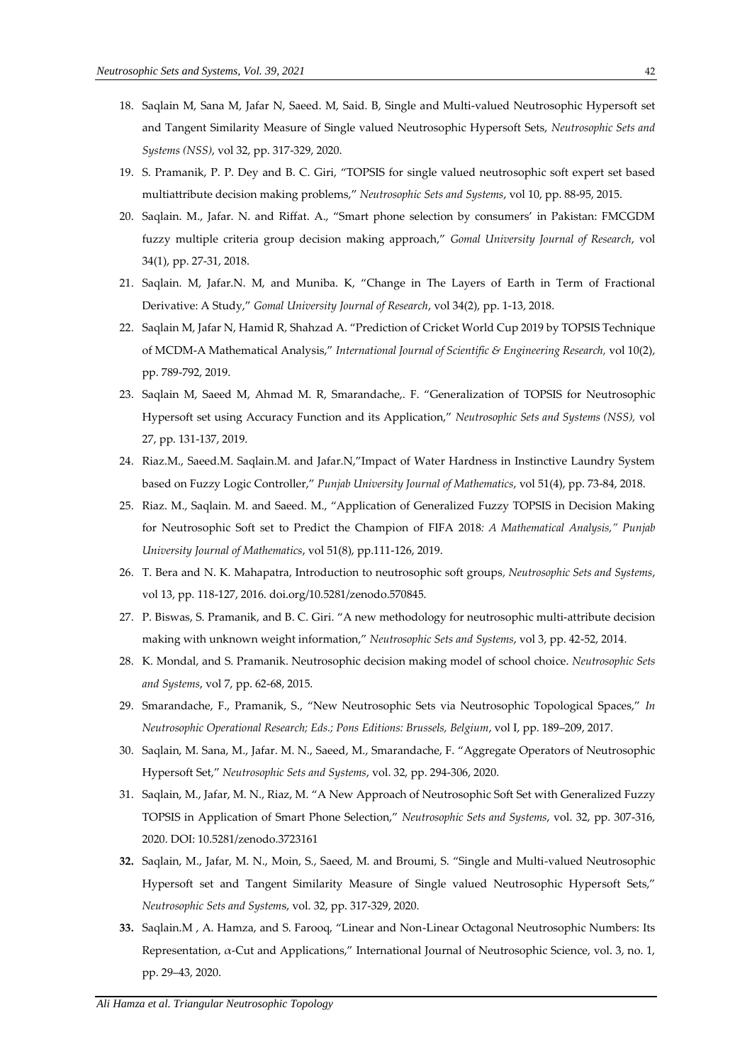18. Saqlain M, Sana M, Jafar N, Saeed. M, Said. B, Single and Multi-valued Neutrosophic Hypersoft set and Tangent Similarity Measure of Single valued Neutrosophic Hypersoft Sets, *Neutrosophic Sets and Systems (NSS)*, vol 32, pp. 317-329, 2020.
19. S. Pramanik, P. P. Dey and B. C. Giri, "TOPSIS for single valued neutrosophic soft expert set based multiattribute decision making problems," *Neutrosophic Sets and Systems*, vol 10, pp. 88-95, 2015.
20. Saqlain. M., Jafar. N. and Riffat. A., "Smart phone selection by consumers' in Pakistan: FMCGDM fuzzy multiple criteria group decision making approach," *Gomal University Journal of Research*, vol 34(1), pp. 27-31, 2018.
21. Saqlain. M, Jafar.N. M, and Muniba. K, "Change in The Layers of Earth in Term of Fractional Derivative: A Study," *Gomal University Journal of Research*, vol 34(2), pp. 1-13, 2018.
22. Saqlain M, Jafar N, Hamid R, Shahzad A. "Prediction of Cricket World Cup 2019 by TOPSIS Technique of MCDM-A Mathematical Analysis," *International Journal of Scientific & Engineering Research,* vol 10(2), pp. 789-792, 2019.
23. Saqlain M, Saeed M, Ahmad M. R, Smarandache,. F. "Generalization of TOPSIS for Neutrosophic Hypersoft set using Accuracy Function and its Application," *Neutrosophic Sets and Systems (NSS),* vol 27, pp. 131-137, 2019.
24. Riaz.M., Saeed.M. Saqlain.M. and Jafar.N,"Impact of Water Hardness in Instinctive Laundry System based on Fuzzy Logic Controller," *Punjab University Journal of Mathematics*, vol 51(4), pp. 73-84, 2018.
25. Riaz. M., Saqlain. M. and Saeed. M., "Application of Generalized Fuzzy TOPSIS in Decision Making for Neutrosophic Soft set to Predict the Champion of FIFA 2018*: A Mathematical Analysis," Punjab University Journal of Mathematics*, vol 51(8), pp.111-126, 2019.
26. T. Bera and N. K. Mahapatra, Introduction to neutrosophic soft groups, *Neutrosophic Sets and Systems*, vol 13, pp. 118-127, 2016. doi.org/10.5281/zenodo.570845.
27. P. Biswas, S. Pramanik, and B. C. Giri. "A new methodology for neutrosophic multi-attribute decision making with unknown weight information," *Neutrosophic Sets and Systems*, vol 3, pp. 42-52, 2014.
28. K. Mondal, and S. Pramanik. Neutrosophic decision making model of school choice. *Neutrosophic Sets and Systems*, vol 7, pp. 62-68, 2015.
29. Smarandache, F., Pramanik, S., "New Neutrosophic Sets via Neutrosophic Topological Spaces," *In Neutrosophic Operational Research; Eds.; Pons Editions: Brussels, Belgium*, vol I, pp. 189–209, 2017.
30. Saqlain, M. Sana, M., Jafar. M. N., Saeed, M., Smarandache, F. "Aggregate Operators of Neutrosophic Hypersoft Set," *Neutrosophic Sets and Systems*, vol. 32, pp. 294-306, 2020.
31. Saqlain, M., Jafar, M. N., Riaz, M. "A New Approach of Neutrosophic Soft Set with Generalized Fuzzy TOPSIS in Application of Smart Phone Selection," *Neutrosophic Sets and Systems*, vol. 32, pp. 307-316, 2020. DOI: 10.5281/zenodo.3723161
32. Saqlain, M., Jafar, M. N., Moin, S., Saeed, M. and Broumi, S. "Single and Multi-valued Neutrosophic Hypersoft set and Tangent Similarity Measure of Single valued Neutrosophic Hypersoft Sets," *Neutrosophic Sets and Systems*, vol. 32, pp. 317-329, 2020.
33. Saqlain.M , A. Hamza, and S. Farooq, "Linear and Non-Linear Octagonal Neutrosophic Numbers: Its Representation, $\alpha$-Cut and Applications," International Journal of Neutrosophic Science, vol. 3, no. 1, pp. 29–43, 2020.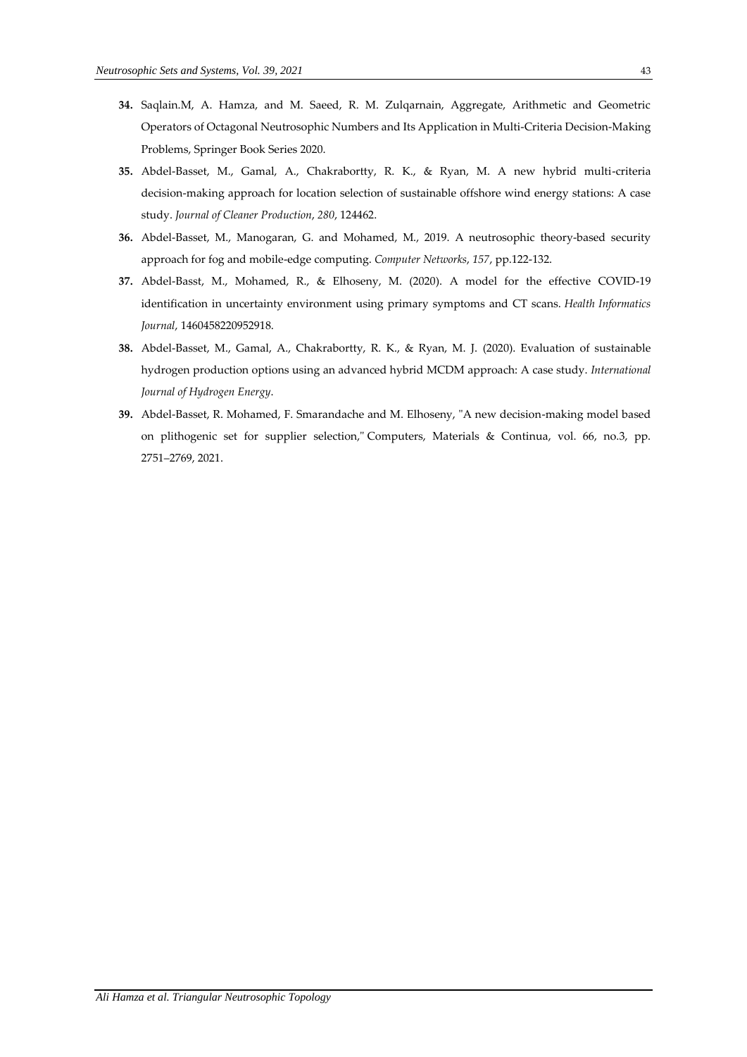34. Saqlain.M, A. Hamza, and M. Saeed, R. M. Zulqarnain, Aggregate, Arithmetic and Geometric Operators of Octagonal Neutrosophic Numbers and Its Application in Multi-Criteria Decision-Making Problems, Springer Book Series 2020.
35. Abdel-Basset, M., Gamal, A., Chakrabortty, R. K., & Ryan, M. A new hybrid multi-criteria decision-making approach for location selection of sustainable offshore wind energy stations: A case study. *Journal of Cleaner Production*, *280*, 124462.
36. Abdel-Basset, M., Manogaran, G. and Mohamed, M., 2019. A neutrosophic theory-based security approach for fog and mobile-edge computing. *Computer Networks*, *157*, pp.122-132.
37. Abdel-Basst, M., Mohamed, R., & Elhoseny, M. (2020). A model for the effective COVID-19 identification in uncertainty environment using primary symptoms and CT scans. *Health Informatics Journal*, 1460458220952918.
38. Abdel-Basset, M., Gamal, A., Chakrabortty, R. K., & Ryan, M. J. (2020). Evaluation of sustainable hydrogen production options using an advanced hybrid MCDM approach: A case study. *International Journal of Hydrogen Energy*.
39. Abdel-Basset, R. Mohamed, F. Smarandache and M. Elhoseny, "A new decision-making model based on plithogenic set for supplier selection," Computers, Materials & Continua, vol. 66, no.3, pp. 2751–2769, 2021.